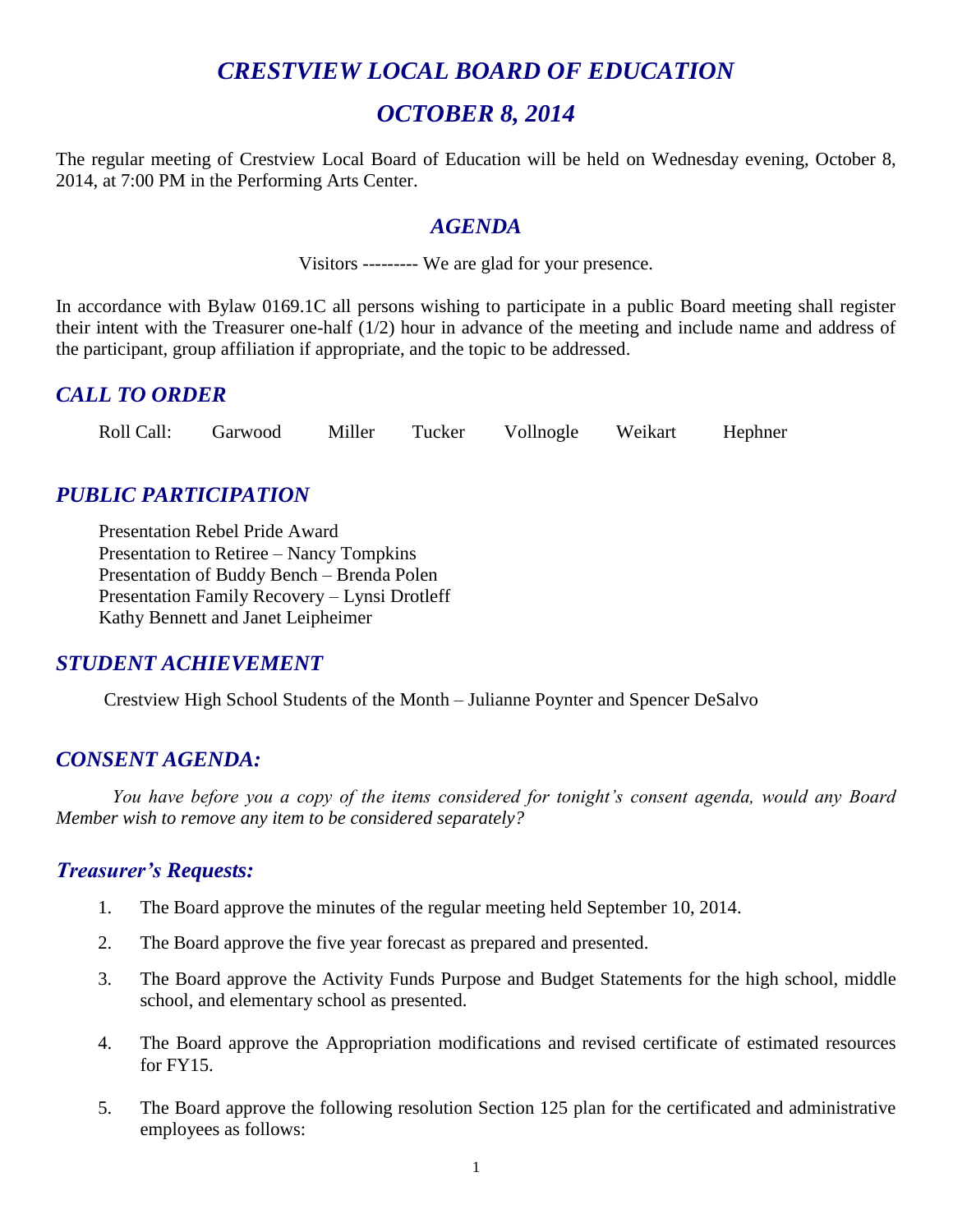# *CRESTVIEW LOCAL BOARD OF EDUCATION*

# *OCTOBER 8, 2014*

The regular meeting of Crestview Local Board of Education will be held on Wednesday evening, October 8, 2014, at 7:00 PM in the Performing Arts Center.

## *AGENDA*

Visitors --------- We are glad for your presence.

In accordance with Bylaw 0169.1C all persons wishing to participate in a public Board meeting shall register their intent with the Treasurer one-half (1/2) hour in advance of the meeting and include name and address of the participant, group affiliation if appropriate, and the topic to be addressed.

## *CALL TO ORDER*

Roll Call: Garwood Miller Tucker Vollnogle Weikart Hephner

## *PUBLIC PARTICIPATION*

Presentation Rebel Pride Award
Presentation to Retiree – Nancy Tompkins
Presentation of Buddy Bench – Brenda Polen
Presentation Family Recovery – Lynsi Drotleff
Kathy Bennett and Janet Leipheimer

## *STUDENT ACHIEVEMENT*

Crestview High School Students of the Month – Julianne Poynter and Spencer DeSalvo

## *CONSENT AGENDA:*

*You have before you a copy of the items considered for tonight's consent agenda, would any Board Member wish to remove any item to be considered separately?*

## *Treasurer's Requests:*

1. The Board approve the minutes of the regular meeting held September 10, 2014.
2. The Board approve the five year forecast as prepared and presented.
3. The Board approve the Activity Funds Purpose and Budget Statements for the high school, middle school, and elementary school as presented.
4. The Board approve the Appropriation modifications and revised certificate of estimated resources for FY15.
5. The Board approve the following resolution Section 125 plan for the certificated and administrative employees as follows: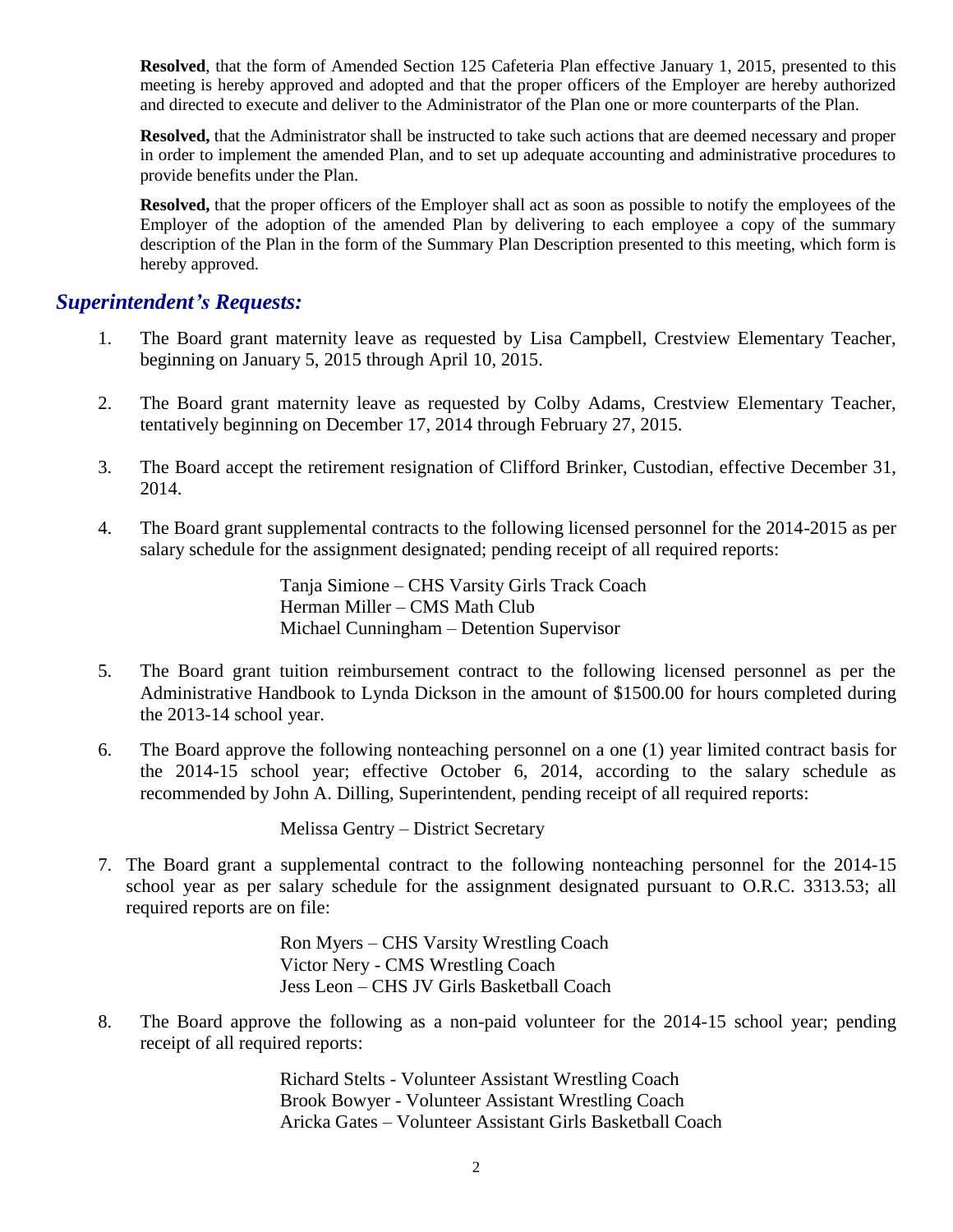**Resolved**, that the form of Amended Section 125 Cafeteria Plan effective January 1, 2015, presented to this meeting is hereby approved and adopted and that the proper officers of the Employer are hereby authorized and directed to execute and deliver to the Administrator of the Plan one or more counterparts of the Plan.

**Resolved,** that the Administrator shall be instructed to take such actions that are deemed necessary and proper in order to implement the amended Plan, and to set up adequate accounting and administrative procedures to provide benefits under the Plan.

**Resolved,** that the proper officers of the Employer shall act as soon as possible to notify the employees of the Employer of the adoption of the amended Plan by delivering to each employee a copy of the summary description of the Plan in the form of the Summary Plan Description presented to this meeting, which form is hereby approved.

## *Superintendent's Requests:*

1. The Board grant maternity leave as requested by Lisa Campbell, Crestview Elementary Teacher, beginning on January 5, 2015 through April 10, 2015.

2. The Board grant maternity leave as requested by Colby Adams, Crestview Elementary Teacher, tentatively beginning on December 17, 2014 through February 27, 2015.

3. The Board accept the retirement resignation of Clifford Brinker, Custodian, effective December 31, 2014.

4. The Board grant supplemental contracts to the following licensed personnel for the 2014-2015 as per salary schedule for the assignment designated; pending receipt of all required reports:

   Tanja Simione – CHS Varsity Girls Track Coach
   Herman Miller – CMS Math Club
   Michael Cunningham – Detention Supervisor

5. The Board grant tuition reimbursement contract to the following licensed personnel as per the Administrative Handbook to Lynda Dickson in the amount of $1500.00 for hours completed during the 2013-14 school year.

6. The Board approve the following nonteaching personnel on a one (1) year limited contract basis for the 2014-15 school year; effective October 6, 2014, according to the salary schedule as recommended by John A. Dilling, Superintendent, pending receipt of all required reports:

   Melissa Gentry – District Secretary

7. The Board grant a supplemental contract to the following nonteaching personnel for the 2014-15 school year as per salary schedule for the assignment designated pursuant to O.R.C. 3313.53; all required reports are on file:

   Ron Myers – CHS Varsity Wrestling Coach
   Victor Nery - CMS Wrestling Coach
   Jess Leon – CHS JV Girls Basketball Coach

8. The Board approve the following as a non-paid volunteer for the 2014-15 school year; pending receipt of all required reports:

   Richard Stelts - Volunteer Assistant Wrestling Coach
   Brook Bowyer - Volunteer Assistant Wrestling Coach
   Aricka Gates – Volunteer Assistant Girls Basketball Coach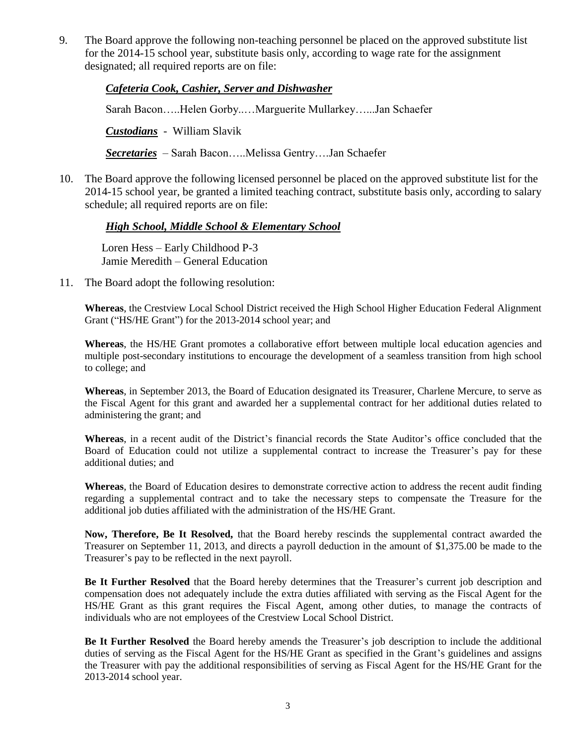9. The Board approve the following non-teaching personnel be placed on the approved substitute list for the 2014-15 school year, substitute basis only, according to wage rate for the assignment designated; all required reports are on file:

    ***Cafeteria Cook, Cashier, Server and Dishwasher***

    Sarah Bacon…..Helen Gorby..…Marguerite Mullarkey…...Jan Schaefer

    ***Custodians*** - William Slavik

    ***Secretaries*** – Sarah Bacon…..Melissa Gentry….Jan Schaefer

10. The Board approve the following licensed personnel be placed on the approved substitute list for the 2014-15 school year, be granted a limited teaching contract, substitute basis only, according to salary schedule; all required reports are on file:

    ***High School, Middle School & Elementary School***

    Loren Hess – Early Childhood P-3
    Jamie Meredith – General Education

11. The Board adopt the following resolution:

    **Whereas**, the Crestview Local School District received the High School Higher Education Federal Alignment Grant ("HS/HE Grant") for the 2013-2014 school year; and

    **Whereas**, the HS/HE Grant promotes a collaborative effort between multiple local education agencies and multiple post-secondary institutions to encourage the development of a seamless transition from high school to college; and

    **Whereas**, in September 2013, the Board of Education designated its Treasurer, Charlene Mercure, to serve as the Fiscal Agent for this grant and awarded her a supplemental contract for her additional duties related to administering the grant; and

    **Whereas**, in a recent audit of the District's financial records the State Auditor's office concluded that the Board of Education could not utilize a supplemental contract to increase the Treasurer's pay for these additional duties; and

    **Whereas**, the Board of Education desires to demonstrate corrective action to address the recent audit finding regarding a supplemental contract and to take the necessary steps to compensate the Treasure for the additional job duties affiliated with the administration of the HS/HE Grant.

    **Now, Therefore, Be It Resolved,** that the Board hereby rescinds the supplemental contract awarded the Treasurer on September 11, 2013, and directs a payroll deduction in the amount of $1,375.00 be made to the Treasurer's pay to be reflected in the next payroll.

    **Be It Further Resolved** that the Board hereby determines that the Treasurer's current job description and compensation does not adequately include the extra duties affiliated with serving as the Fiscal Agent for the HS/HE Grant as this grant requires the Fiscal Agent, among other duties, to manage the contracts of individuals who are not employees of the Crestview Local School District.

    **Be It Further Resolved** the Board hereby amends the Treasurer's job description to include the additional duties of serving as the Fiscal Agent for the HS/HE Grant as specified in the Grant's guidelines and assigns the Treasurer with pay the additional responsibilities of serving as Fiscal Agent for the HS/HE Grant for the 2013-2014 school year.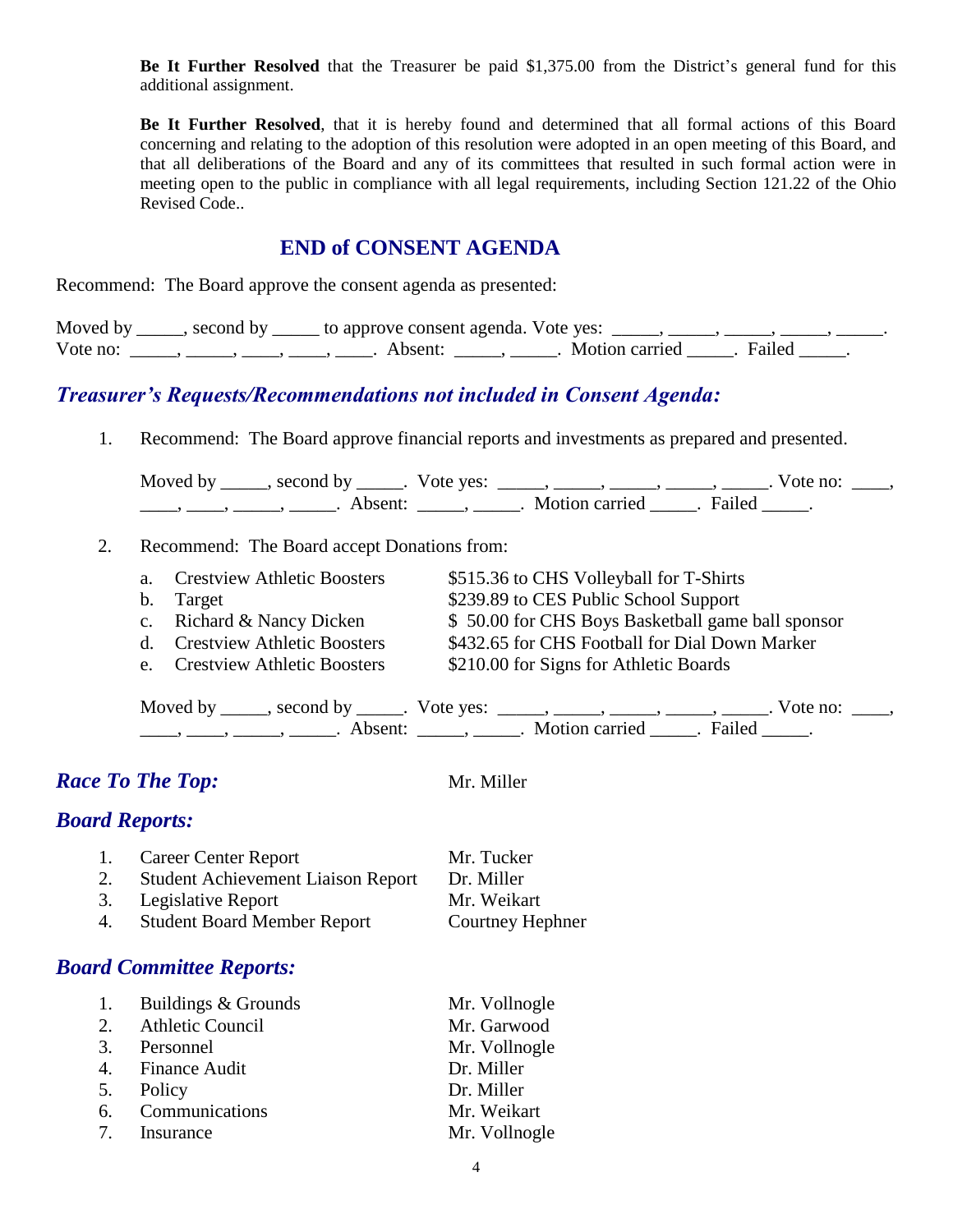**Be It Further Resolved** that the Treasurer be paid $1,375.00 from the District's general fund for this additional assignment.

**Be It Further Resolved**, that it is hereby found and determined that all formal actions of this Board concerning and relating to the adoption of this resolution were adopted in an open meeting of this Board, and that all deliberations of the Board and any of its committees that resulted in such formal action were in meeting open to the public in compliance with all legal requirements, including Section 121.22 of the Ohio Revised Code..

## END of CONSENT AGENDA

Recommend: The Board approve the consent agenda as presented:

Moved by _____, second by _____ to approve consent agenda. Vote yes: _____, _____, _____, _____, _____. Vote no: _____, _____, ____, ____, ____. Absent: _____, _____. Motion carried _____. Failed _____.

## *Treasurer's Requests/Recommendations not included in Consent Agenda:*

1. Recommend: The Board approve financial reports and investments as prepared and presented.

   Moved by _____, second by _____. Vote yes: _____, _____, _____, _____, _____. Vote no: ____, ____, ____, _____, _____. Absent: _____, _____. Motion carried _____. Failed _____.

2. Recommend: The Board accept Donations from:

   a. Crestview Athletic Boosters — $515.36 to CHS Volleyball for T-Shirts
   b. Target — $239.89 to CES Public School Support
   c. Richard & Nancy Dicken — $ 50.00 for CHS Boys Basketball game ball sponsor
   d. Crestview Athletic Boosters — $432.65 for CHS Football for Dial Down Marker
   e. Crestview Athletic Boosters — $210.00 for Signs for Athletic Boards

   Moved by _____, second by _____. Vote yes: _____, _____, _____, _____, _____. Vote no: ____, ____, ____, _____, _____. Absent: _____, _____. Motion carried _____. Failed _____.

## *Race To The Top:* Mr. Miller

## *Board Reports:*

1. Career Center Report — Mr. Tucker
2. Student Achievement Liaison Report — Dr. Miller
3. Legislative Report — Mr. Weikart
4. Student Board Member Report — Courtney Hephner

## *Board Committee Reports:*

1. Buildings & Grounds — Mr. Vollnogle
2. Athletic Council — Mr. Garwood
3. Personnel — Mr. Vollnogle
4. Finance Audit — Dr. Miller
5. Policy — Dr. Miller
6. Communications — Mr. Weikart
7. Insurance — Mr. Vollnogle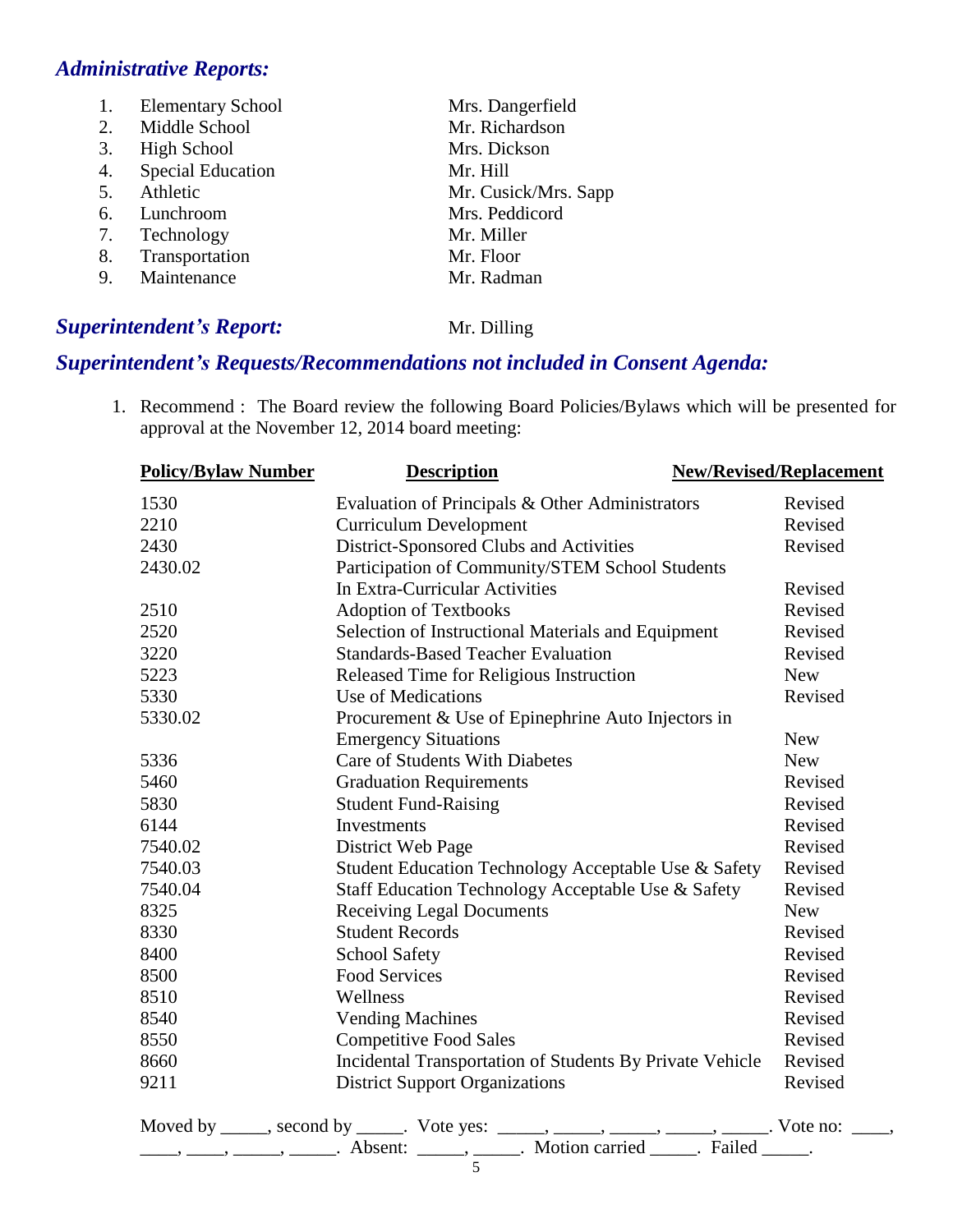## *Administrative Reports:*

| | | |
|---|---|---|
| 1. | Elementary School | Mrs. Dangerfield |
| 2. | Middle School | Mr. Richardson |
| 3. | High School | Mrs. Dickson |
| 4. | Special Education | Mr. Hill |
| 5. | Athletic | Mr. Cusick/Mrs. Sapp |
| 6. | Lunchroom | Mrs. Peddicord |
| 7. | Technology | Mr. Miller |
| 8. | Transportation | Mr. Floor |
| 9. | Maintenance | Mr. Radman |

## *Superintendent's Report:* Mr. Dilling

## *Superintendent's Requests/Recommendations not included in Consent Agenda:*

1. Recommend : The Board review the following Board Policies/Bylaws which will be presented for approval at the November 12, 2014 board meeting:

| Policy/Bylaw Number | Description | New/Revised/Replacement |
|---|---|---|
| 1530 | Evaluation of Principals & Other Administrators | Revised |
| 2210 | Curriculum Development | Revised |
| 2430 | District-Sponsored Clubs and Activities | Revised |
| 2430.02 | Participation of Community/STEM School Students In Extra-Curricular Activities | Revised |
| 2510 | Adoption of Textbooks | Revised |
| 2520 | Selection of Instructional Materials and Equipment | Revised |
| 3220 | Standards-Based Teacher Evaluation | Revised |
| 5223 | Released Time for Religious Instruction | New |
| 5330 | Use of Medications | Revised |
| 5330.02 | Procurement & Use of Epinephrine Auto Injectors in Emergency Situations | New |
| 5336 | Care of Students With Diabetes | New |
| 5460 | Graduation Requirements | Revised |
| 5830 | Student Fund-Raising | Revised |
| 6144 | Investments | Revised |
| 7540.02 | District Web Page | Revised |
| 7540.03 | Student Education Technology Acceptable Use & Safety | Revised |
| 7540.04 | Staff Education Technology Acceptable Use & Safety | Revised |
| 8325 | Receiving Legal Documents | New |
| 8330 | Student Records | Revised |
| 8400 | School Safety | Revised |
| 8500 | Food Services | Revised |
| 8510 | Wellness | Revised |
| 8540 | Vending Machines | Revised |
| 8550 | Competitive Food Sales | Revised |
| 8660 | Incidental Transportation of Students By Private Vehicle | Revised |
| 9211 | District Support Organizations | Revised |

Moved by _____, second by _____. Vote yes: _____, _____, _____, _____, _____. Vote no: ____, ____, ____, _____, _____. Absent: _____, _____. Motion carried _____. Failed _____.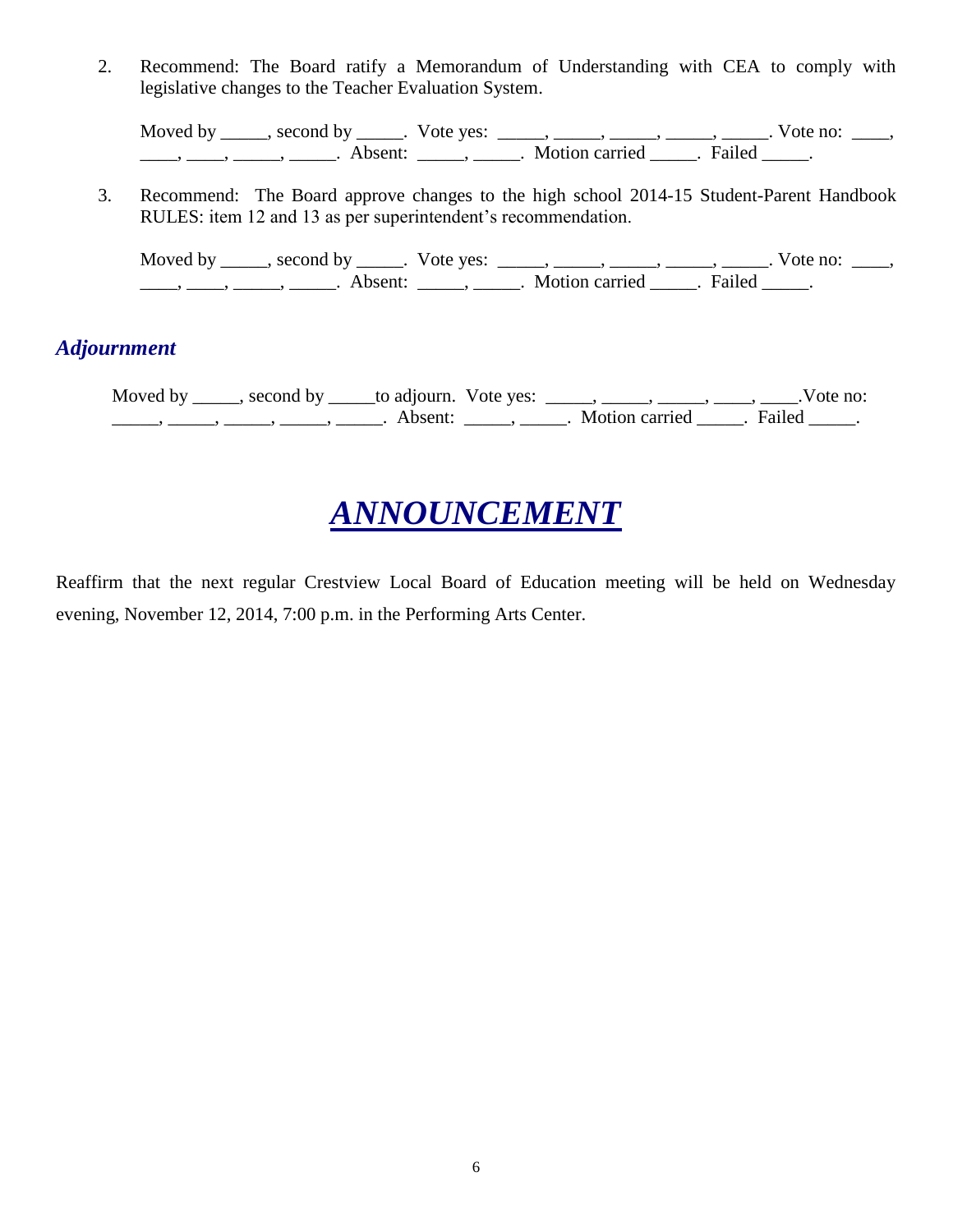2. Recommend: The Board ratify a Memorandum of Understanding with CEA to comply with legislative changes to the Teacher Evaluation System.

   Moved by _____, second by _____. Vote yes: _____, _____, _____, _____, _____. Vote no: ____, ____, ____, _____, _____. Absent: _____, _____. Motion carried _____. Failed _____.

3. Recommend: The Board approve changes to the high school 2014-15 Student-Parent Handbook RULES: item 12 and 13 as per superintendent's recommendation.

   Moved by _____, second by _____. Vote yes: _____, _____, _____, _____, _____. Vote no: ____, ____, ____, _____, _____. Absent: _____, _____. Motion carried _____. Failed _____.

## *Adjournment*

Moved by _____, second by _____to adjourn. Vote yes: _____, _____, _____, ____, ____.Vote no: _____, _____, _____, _____, _____. Absent: _____, _____. Motion carried _____. Failed _____.

# *ANNOUNCEMENT*

Reaffirm that the next regular Crestview Local Board of Education meeting will be held on Wednesday evening, November 12, 2014, 7:00 p.m. in the Performing Arts Center.